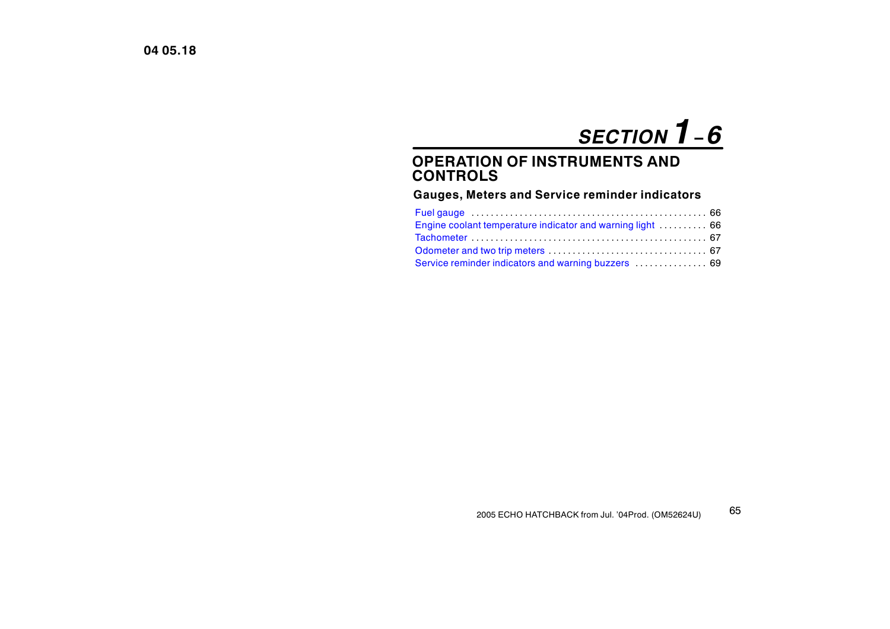# SECTION 1–6

## OPERATION OF INSTRUMENTS AND CONTROLS

### Gauges, Meters and Service reminder indicators

Fuel gauge . . . . . . . . . . . . . . . . . . . . . . . . . . . . . . . . . . . . . . . . . . . . . . . . . 66
Engine coolant temperature indicator and warning light . . . . . . . . . . 66
Tachometer . . . . . . . . . . . . . . . . . . . . . . . . . . . . . . . . . . . . . . . . . . . . . . . . 67
Odometer and two trip meters . . . . . . . . . . . . . . . . . . . . . . . . . . . . . . . . 67
Service reminder indicators and warning buzzers . . . . . . . . . . . . . . . 69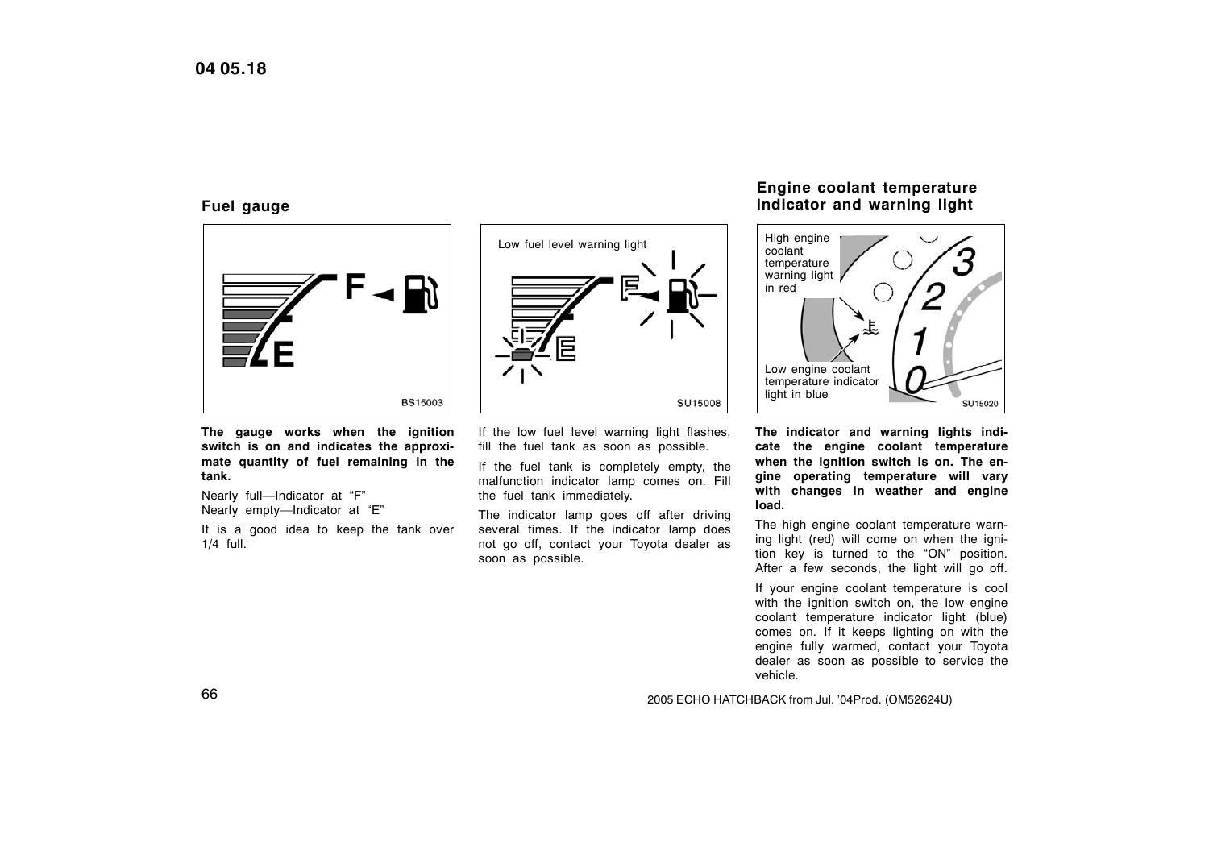## Fuel gauge

**The gauge works when the ignition switch is on and indicates the approximate quantity of fuel remaining in the tank.**

Nearly full—Indicator at "F"
Nearly empty—Indicator at "E"

It is a good idea to keep the tank over 1/4 full.

If the low fuel level warning light flashes, fill the fuel tank as soon as possible.

If the fuel tank is completely empty, the malfunction indicator lamp comes on. Fill the fuel tank immediately.

The indicator lamp goes off after driving several times. If the indicator lamp does not go off, contact your Toyota dealer as soon as possible.

## Engine coolant temperature indicator and warning light

**The indicator and warning lights indicate the engine coolant temperature when the ignition switch is on. The engine operating temperature will vary with changes in weather and engine load.**

The high engine coolant temperature warning light (red) will come on when the ignition key is turned to the "ON" position. After a few seconds, the light will go off.

If your engine coolant temperature is cool with the ignition switch on, the low engine coolant temperature indicator light (blue) comes on. If it keeps lighting on with the engine fully warmed, contact your Toyota dealer as soon as possible to service the vehicle.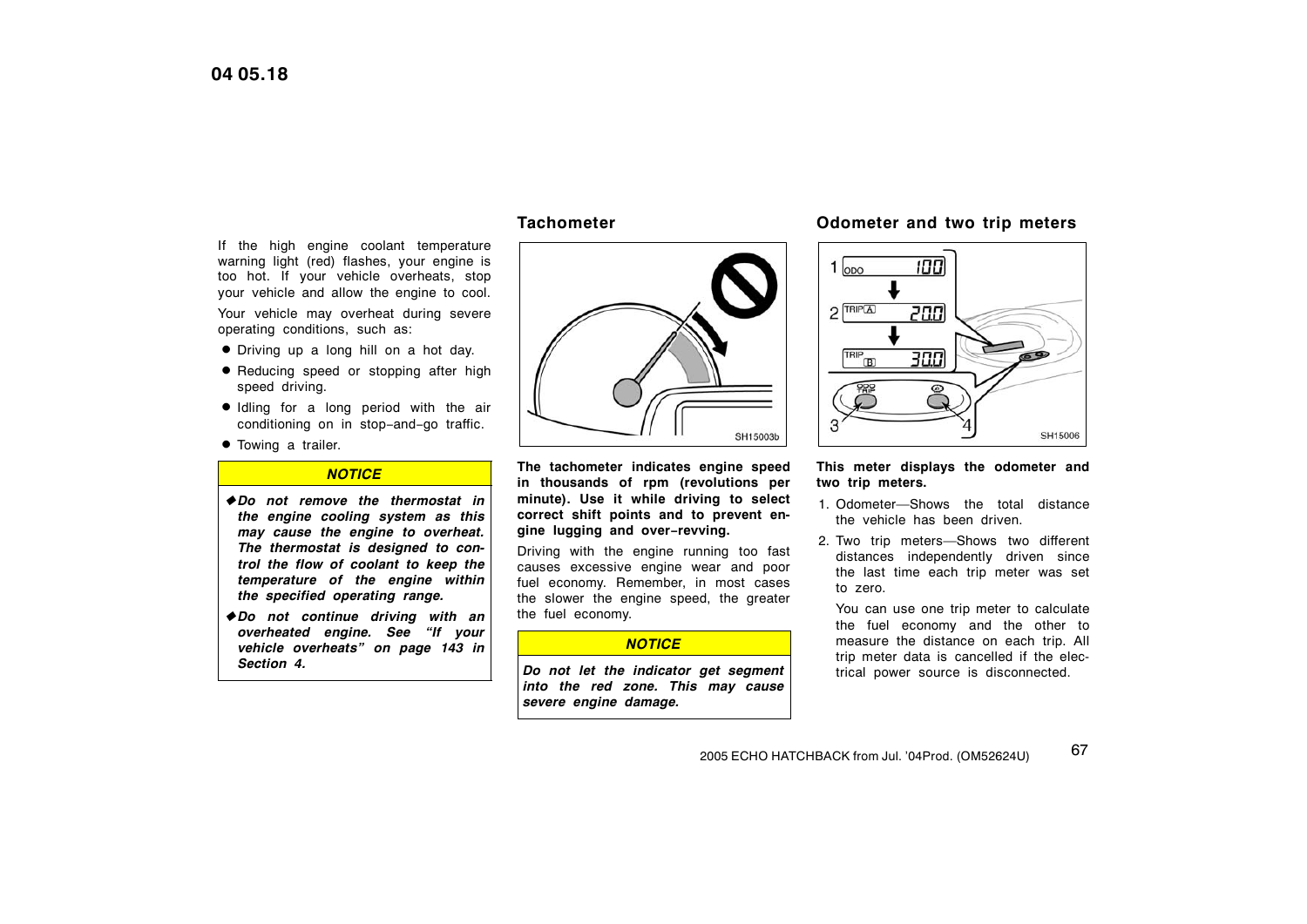If the high engine coolant temperature warning light (red) flashes, your engine is too hot. If your vehicle overheats, stop your vehicle and allow the engine to cool.

Your vehicle may overheat during severe operating conditions, such as:

- Driving up a long hill on a hot day.
- Reducing speed or stopping after high speed driving.
- Idling for a long period with the air conditioning on in stop−and−go traffic.
- Towing a trailer.

**NOTICE**

- ***Do not remove the thermostat in the engine cooling system as this may cause the engine to overheat. The thermostat is designed to control the flow of coolant to keep the temperature of the engine within the specified operating range.***
- ***Do not continue driving with an overheated engine. See "If your vehicle overheats" on page 143 in Section 4.***

## Tachometer

SH15003b

**The tachometer indicates engine speed in thousands of rpm (revolutions per minute). Use it while driving to select correct shift points and to prevent engine lugging and over−revving.**

Driving with the engine running too fast causes excessive engine wear and poor fuel economy. Remember, in most cases the slower the engine speed, the greater the fuel economy.

**NOTICE**

***Do not let the indicator get segment into the red zone. This may cause severe engine damage.***

## Odometer and two trip meters

SH15006

**This meter displays the odometer and two trip meters.**

1. Odometer—Shows the total distance the vehicle has been driven.
2. Two trip meters—Shows two different distances independently driven since the last time each trip meter was set to zero.

   You can use one trip meter to calculate the fuel economy and the other to measure the distance on each trip. All trip meter data is cancelled if the electrical power source is disconnected.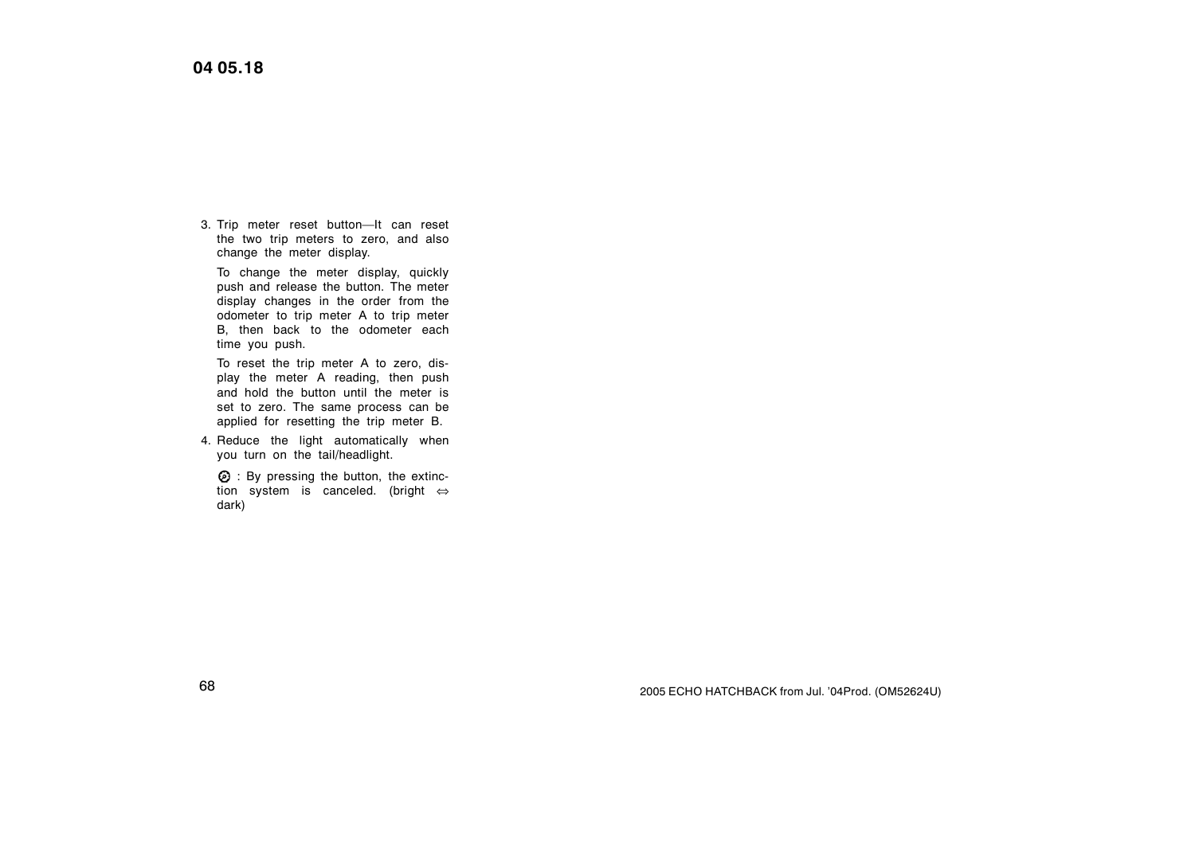3. Trip meter reset button—It can reset the two trip meters to zero, and also change the meter display.

   To change the meter display, quickly push and release the button. The meter display changes in the order from the odometer to trip meter A to trip meter B, then back to the odometer each time you push.

   To reset the trip meter A to zero, display the meter A reading, then push and hold the button until the meter is set to zero. The same process can be applied for resetting the trip meter B.

4. Reduce the light automatically when you turn on the tail/headlight.

   ☼ : By pressing the button, the extinction system is canceled. (bright ⇔ dark)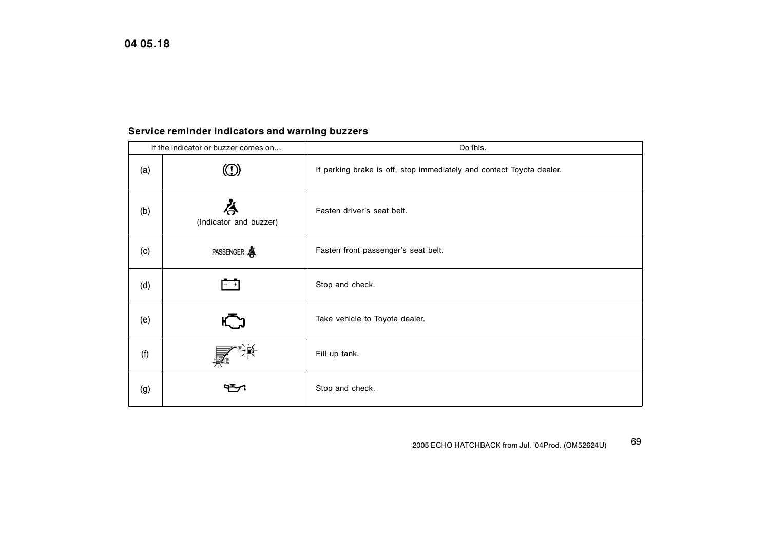## Service reminder indicators and warning buzzers

| If the indicator or buzzer comes on... | | Do this. |
|---|---|---|
| (a) | | If parking brake is off, stop immediately and contact Toyota dealer. |
| (b) | (Indicator and buzzer) | Fasten driver's seat belt. |
| (c) | PASSENGER | Fasten front passenger's seat belt. |
| (d) | | Stop and check. |
| (e) | | Take vehicle to Toyota dealer. |
| (f) | | Fill up tank. |
| (g) | | Stop and check. |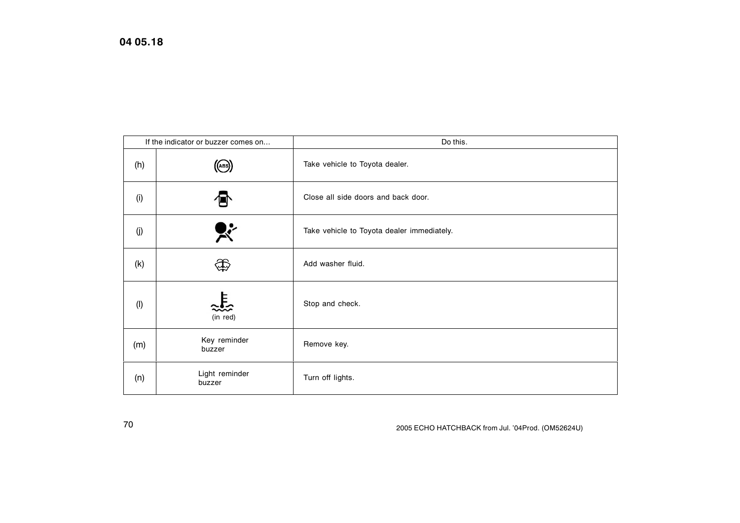| If the indicator or buzzer comes on... | | Do this. |
| --- | --- | --- |
| (h) | (ABS) | Take vehicle to Toyota dealer. |
| (i) | | Close all side doors and back door. |
| (j) | | Take vehicle to Toyota dealer immediately. |
| (k) | | Add washer fluid. |
| (l) | (in red) | Stop and check. |
| (m) | Key reminder buzzer | Remove key. |
| (n) | Light reminder buzzer | Turn off lights. |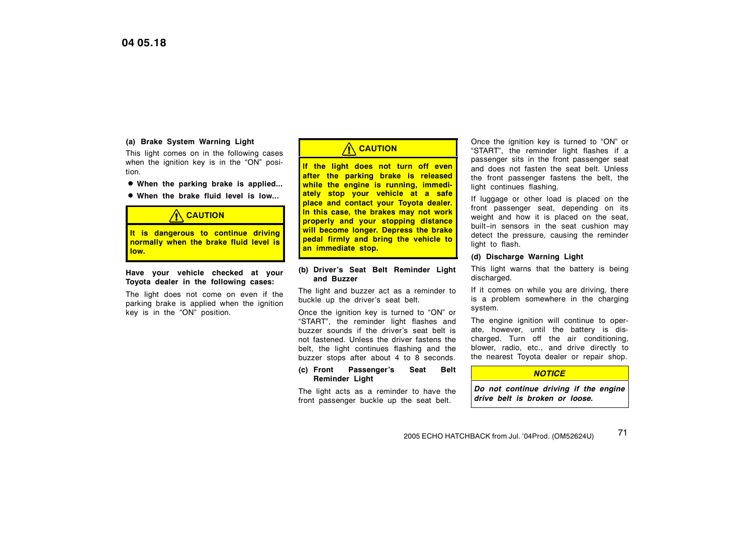**(a) Brake System Warning Light**

This light comes on in the following cases when the ignition key is in the "ON" position.

- **When the parking brake is applied...**
- **When the brake fluid level is low...**

> **CAUTION**
>
> **It is dangerous to continue driving normally when the brake fluid level is low.**

**Have your vehicle checked at your Toyota dealer in the following cases:**

The light does not come on even if the parking brake is applied when the ignition key is in the "ON" position.

> **CAUTION**
>
> **If the light does not turn off even after the parking brake is released while the engine is running, immediately stop your vehicle at a safe place and contact your Toyota dealer. In this case, the brakes may not work properly and your stopping distance will become longer. Depress the brake pedal firmly and bring the vehicle to an immediate stop.**

**(b) Driver's Seat Belt Reminder Light and Buzzer**

The light and buzzer act as a reminder to buckle up the driver's seat belt.

Once the ignition key is turned to "ON" or "START", the reminder light flashes and buzzer sounds if the driver's seat belt is not fastened. Unless the driver fastens the belt, the light continues flashing and the buzzer stops after about 4 to 8 seconds.

**(c) Front Passenger's Seat Belt Reminder Light**

The light acts as a reminder to have the front passenger buckle up the seat belt.

Once the ignition key is turned to "ON" or "START", the reminder light flashes if a passenger sits in the front passenger seat and does not fasten the seat belt. Unless the front passenger fastens the belt, the light continues flashing.

If luggage or other load is placed on the front passenger seat, depending on its weight and how it is placed on the seat, built-in sensors in the seat cushion may detect the pressure, causing the reminder light to flash.

**(d) Discharge Warning Light**

This light warns that the battery is being discharged.

If it comes on while you are driving, there is a problem somewhere in the charging system.

The engine ignition will continue to operate, however, until the battery is discharged. Turn off the air conditioning, blower, radio, etc., and drive directly to the nearest Toyota dealer or repair shop.

> ***NOTICE***
>
> ***Do not continue driving if the engine drive belt is broken or loose.***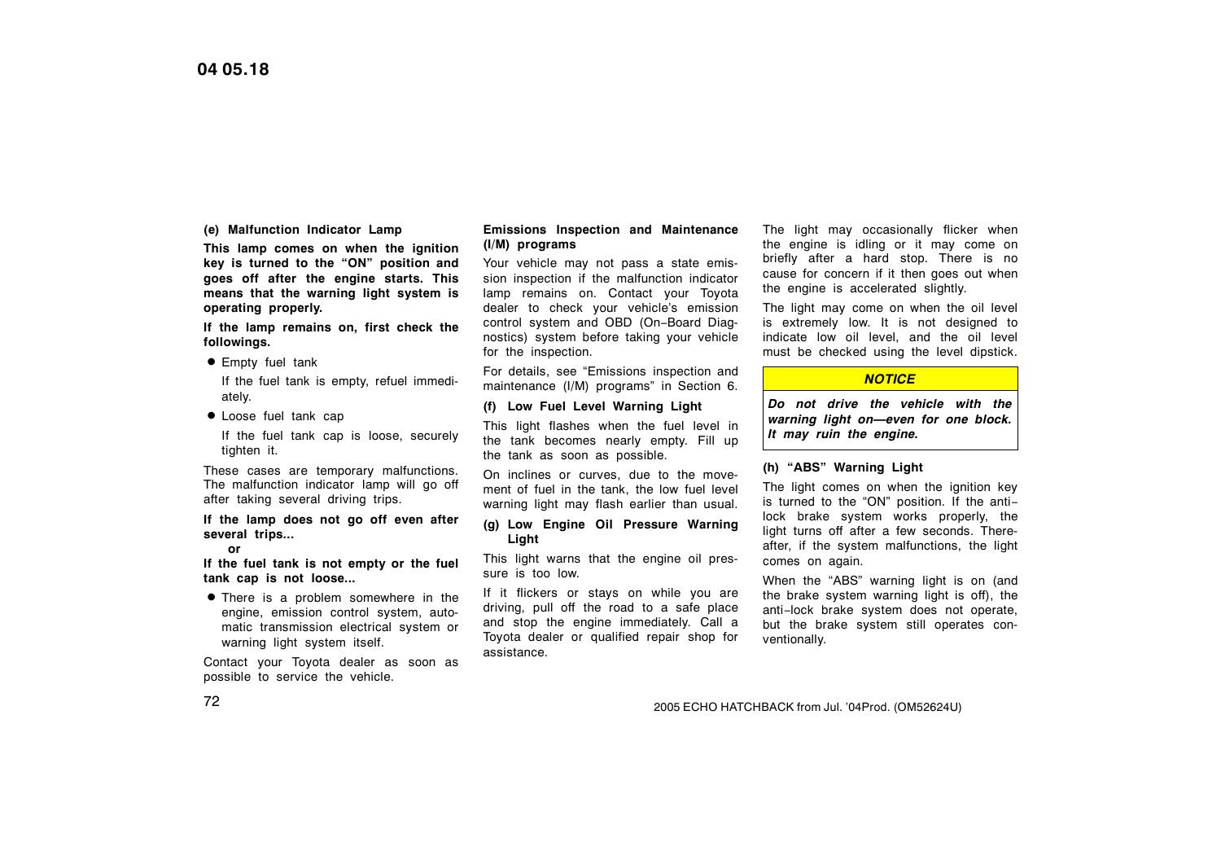**(e) Malfunction Indicator Lamp**

**This lamp comes on when the ignition key is turned to the "ON" position and goes off after the engine starts. This means that the warning light system is operating properly.**

**If the lamp remains on, first check the followings.**

- Empty fuel tank

  If the fuel tank is empty, refuel immediately.

- Loose fuel tank cap

  If the fuel tank cap is loose, securely tighten it.

These cases are temporary malfunctions. The malfunction indicator lamp will go off after taking several driving trips.

**If the lamp does not go off even after several trips...**
**or**
**If the fuel tank is not empty or the fuel tank cap is not loose...**

- There is a problem somewhere in the engine, emission control system, automatic transmission electrical system or warning light system itself.

Contact your Toyota dealer as soon as possible to service the vehicle.

**Emissions Inspection and Maintenance (I/M) programs**

Your vehicle may not pass a state emission inspection if the malfunction indicator lamp remains on. Contact your Toyota dealer to check your vehicle's emission control system and OBD (On−Board Diagnostics) system before taking your vehicle for the inspection.

For details, see "Emissions inspection and maintenance (I/M) programs" in Section 6.

**(f) Low Fuel Level Warning Light**

This light flashes when the fuel level in the tank becomes nearly empty. Fill up the tank as soon as possible.

On inclines or curves, due to the movement of fuel in the tank, the low fuel level warning light may flash earlier than usual.

**(g) Low Engine Oil Pressure Warning Light**

This light warns that the engine oil pressure is too low.

If it flickers or stays on while you are driving, pull off the road to a safe place and stop the engine immediately. Call a Toyota dealer or qualified repair shop for assistance.

The light may occasionally flicker when the engine is idling or it may come on briefly after a hard stop. There is no cause for concern if it then goes out when the engine is accelerated slightly.

The light may come on when the oil level is extremely low. It is not designed to indicate low oil level, and the oil level must be checked using the level dipstick.

***NOTICE***

***Do not drive the vehicle with the warning light on—even for one block. It may ruin the engine.***

**(h) "ABS" Warning Light**

The light comes on when the ignition key is turned to the "ON" position. If the anti−lock brake system works properly, the light turns off after a few seconds. Thereafter, if the system malfunctions, the light comes on again.

When the "ABS" warning light is on (and the brake system warning light is off), the anti−lock brake system does not operate, but the brake system still operates conventionally.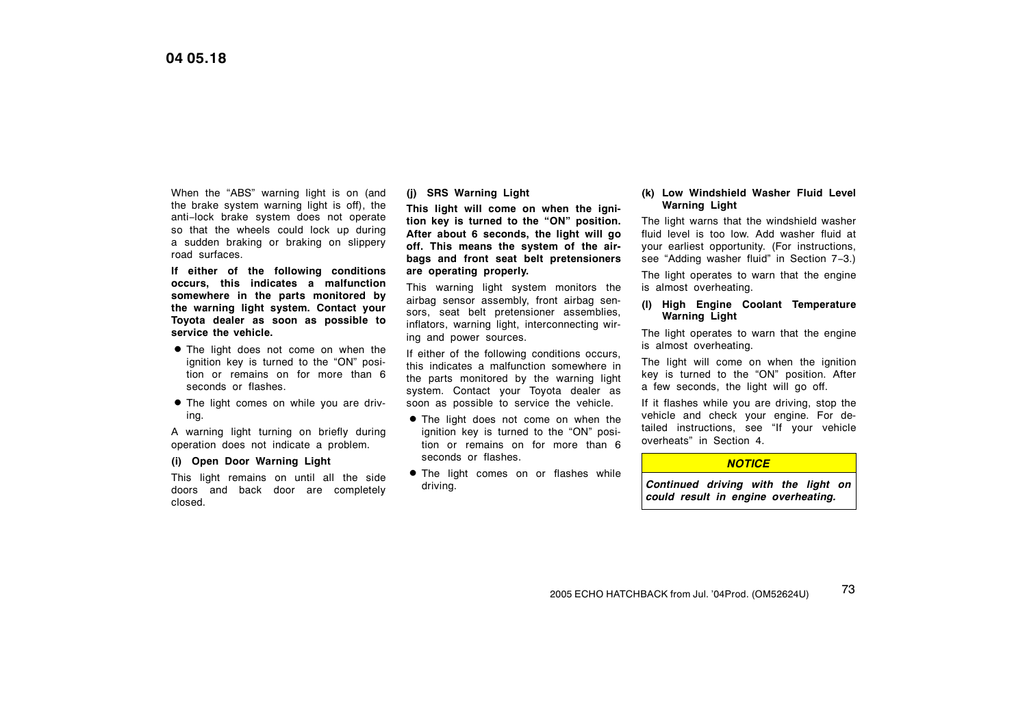When the “ABS” warning light is on (and the brake system warning light is off), the anti−lock brake system does not operate so that the wheels could lock up during a sudden braking or braking on slippery road surfaces.

**If either of the following conditions occurs, this indicates a malfunction somewhere in the parts monitored by the warning light system. Contact your Toyota dealer as soon as possible to service the vehicle.**

- The light does not come on when the ignition key is turned to the “ON” position or remains on for more than 6 seconds or flashes.
- The light comes on while you are driving.

A warning light turning on briefly during operation does not indicate a problem.

### (i) Open Door Warning Light

This light remains on until all the side doors and back door are completely closed.

### (j) SRS Warning Light

**This light will come on when the ignition key is turned to the “ON” position. After about 6 seconds, the light will go off. This means the system of the airbags and front seat belt pretensioners are operating properly.**

This warning light system monitors the airbag sensor assembly, front airbag sensors, seat belt pretensioner assemblies, inflators, warning light, interconnecting wiring and power sources.

If either of the following conditions occurs, this indicates a malfunction somewhere in the parts monitored by the warning light system. Contact your Toyota dealer as soon as possible to service the vehicle.

- The light does not come on when the ignition key is turned to the “ON” position or remains on for more than 6 seconds or flashes.
- The light comes on or flashes while driving.

### (k) Low Windshield Washer Fluid Level Warning Light

The light warns that the windshield washer fluid level is too low. Add washer fluid at your earliest opportunity. (For instructions, see “Adding washer fluid” in Section 7−3.)

The light operates to warn that the engine is almost overheating.

### (l) High Engine Coolant Temperature Warning Light

The light operates to warn that the engine is almost overheating.

The light will come on when the ignition key is turned to the “ON” position. After a few seconds, the light will go off.

If it flashes while you are driving, stop the vehicle and check your engine. For detailed instructions, see “If your vehicle overheats” in Section 4.

**NOTICE**

***Continued driving with the light on could result in engine overheating.***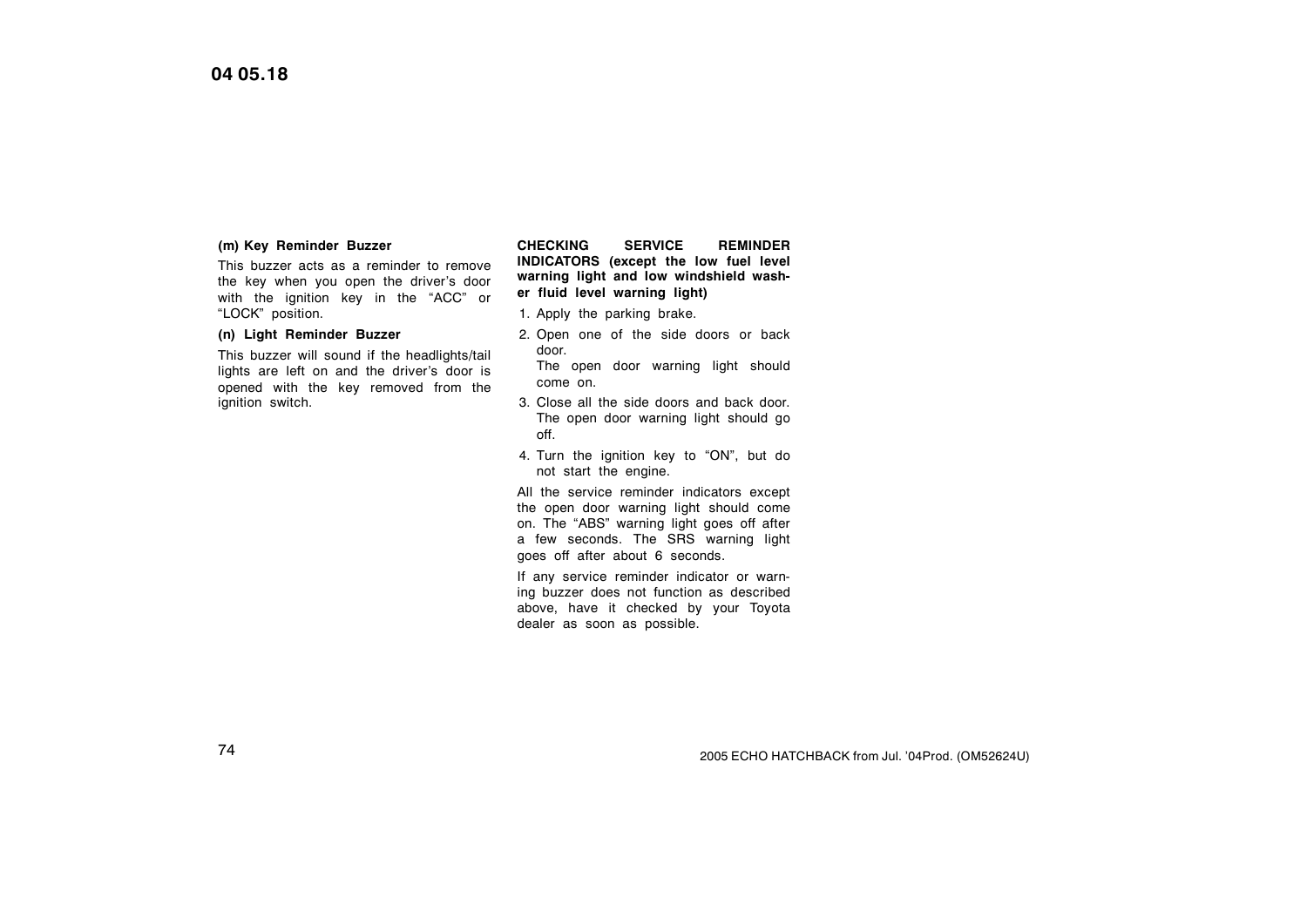**(m) Key Reminder Buzzer**

This buzzer acts as a reminder to remove the key when you open the driver's door with the ignition key in the "ACC" or "LOCK" position.

**(n) Light Reminder Buzzer**

This buzzer will sound if the headlights/tail lights are left on and the driver's door is opened with the key removed from the ignition switch.

**CHECKING SERVICE REMINDER INDICATORS (except the low fuel level warning light and low windshield washer fluid level warning light)**

1. Apply the parking brake.
2. Open one of the side doors or back door.
   The open door warning light should come on.
3. Close all the side doors and back door. The open door warning light should go off.
4. Turn the ignition key to "ON", but do not start the engine.

All the service reminder indicators except the open door warning light should come on. The "ABS" warning light goes off after a few seconds. The SRS warning light goes off after about 6 seconds.

If any service reminder indicator or warning buzzer does not function as described above, have it checked by your Toyota dealer as soon as possible.